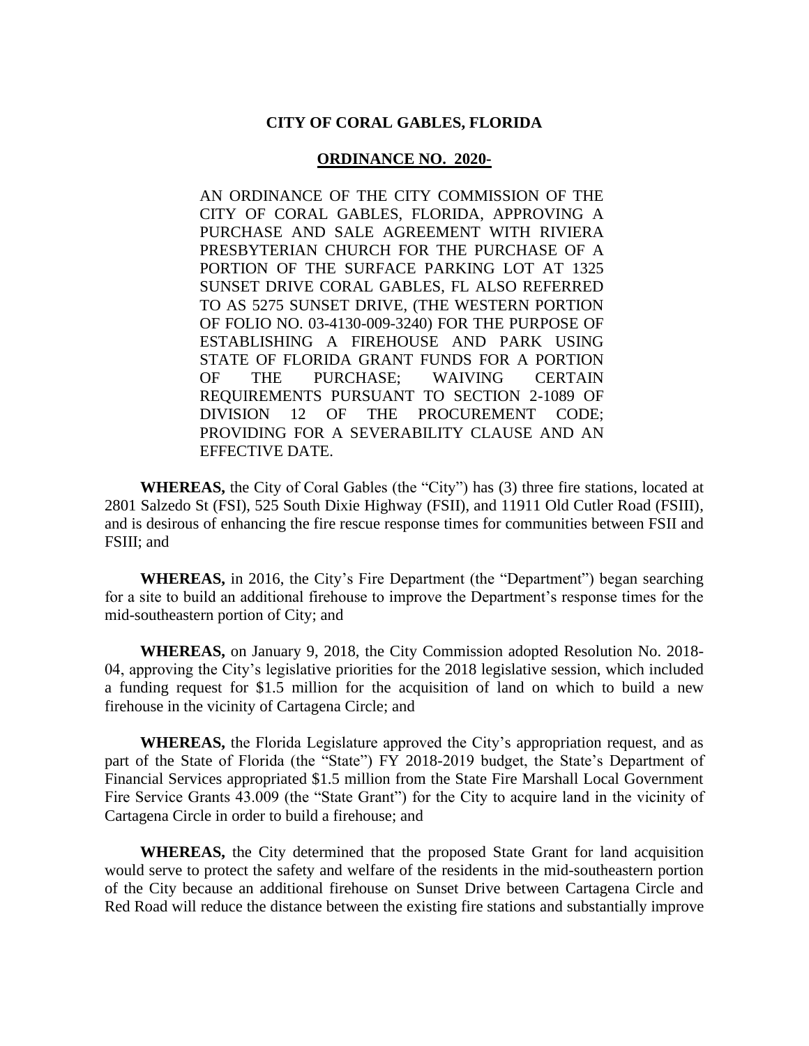**CITY OF CORAL GABLES, FLORIDA**

**ORDINANCE NO. 2020-**

AN ORDINANCE OF THE CITY COMMISSION OF THE CITY OF CORAL GABLES, FLORIDA, APPROVING A PURCHASE AND SALE AGREEMENT WITH RIVIERA PRESBYTERIAN CHURCH FOR THE PURCHASE OF A PORTION OF THE SURFACE PARKING LOT AT 1325 SUNSET DRIVE CORAL GABLES, FL ALSO REFERRED TO AS 5275 SUNSET DRIVE, (THE WESTERN PORTION OF FOLIO NO. 03-4130-009-3240) FOR THE PURPOSE OF ESTABLISHING A FIREHOUSE AND PARK USING STATE OF FLORIDA GRANT FUNDS FOR A PORTION OF THE PURCHASE; WAIVING CERTAIN REQUIREMENTS PURSUANT TO SECTION 2-1089 OF DIVISION 12 OF THE PROCUREMENT CODE; PROVIDING FOR A SEVERABILITY CLAUSE AND AN EFFECTIVE DATE.

**WHEREAS,** the City of Coral Gables (the "City") has (3) three fire stations, located at 2801 Salzedo St (FSI), 525 South Dixie Highway (FSII), and 11911 Old Cutler Road (FSIII), and is desirous of enhancing the fire rescue response times for communities between FSII and FSIII; and

**WHEREAS,** in 2016, the City's Fire Department (the "Department") began searching for a site to build an additional firehouse to improve the Department's response times for the mid-southeastern portion of City; and

**WHEREAS,** on January 9, 2018, the City Commission adopted Resolution No. 2018-04, approving the City's legislative priorities for the 2018 legislative session, which included a funding request for $1.5 million for the acquisition of land on which to build a new firehouse in the vicinity of Cartagena Circle; and

**WHEREAS,** the Florida Legislature approved the City's appropriation request, and as part of the State of Florida (the "State") FY 2018-2019 budget, the State's Department of Financial Services appropriated $1.5 million from the State Fire Marshall Local Government Fire Service Grants 43.009 (the "State Grant") for the City to acquire land in the vicinity of Cartagena Circle in order to build a firehouse; and

**WHEREAS,** the City determined that the proposed State Grant for land acquisition would serve to protect the safety and welfare of the residents in the mid-southeastern portion of the City because an additional firehouse on Sunset Drive between Cartagena Circle and Red Road will reduce the distance between the existing fire stations and substantially improve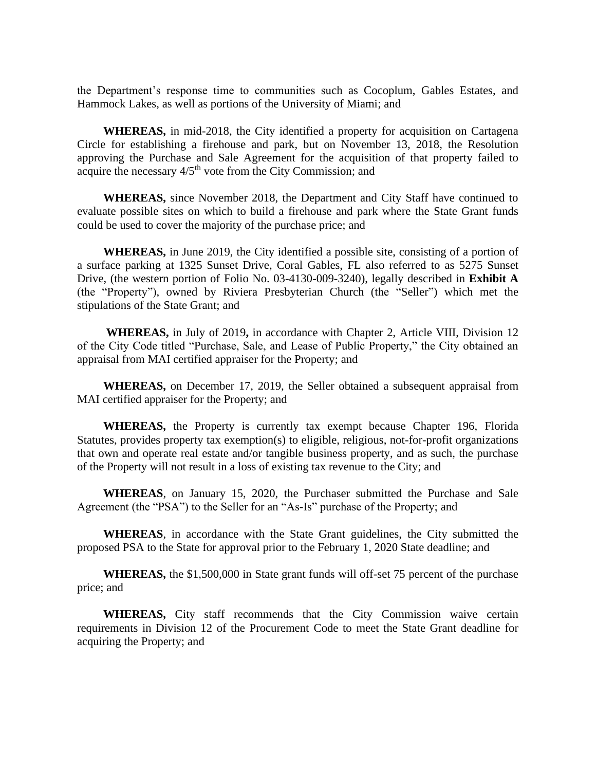the Department's response time to communities such as Cocoplum, Gables Estates, and Hammock Lakes, as well as portions of the University of Miami; and

**WHEREAS,** in mid-2018, the City identified a property for acquisition on Cartagena Circle for establishing a firehouse and park, but on November 13, 2018, the Resolution approving the Purchase and Sale Agreement for the acquisition of that property failed to acquire the necessary 4/5th vote from the City Commission; and

**WHEREAS,** since November 2018, the Department and City Staff have continued to evaluate possible sites on which to build a firehouse and park where the State Grant funds could be used to cover the majority of the purchase price; and

**WHEREAS,** in June 2019, the City identified a possible site, consisting of a portion of a surface parking at 1325 Sunset Drive, Coral Gables, FL also referred to as 5275 Sunset Drive, (the western portion of Folio No. 03-4130-009-3240), legally described in **Exhibit A** (the "Property"), owned by Riviera Presbyterian Church (the "Seller") which met the stipulations of the State Grant; and

**WHEREAS,** in July of 2019**,** in accordance with Chapter 2, Article VIII, Division 12 of the City Code titled "Purchase, Sale, and Lease of Public Property," the City obtained an appraisal from MAI certified appraiser for the Property; and

**WHEREAS,** on December 17, 2019, the Seller obtained a subsequent appraisal from MAI certified appraiser for the Property; and

**WHEREAS,** the Property is currently tax exempt because Chapter 196, Florida Statutes, provides property tax exemption(s) to eligible, religious, not-for-profit organizations that own and operate real estate and/or tangible business property, and as such, the purchase of the Property will not result in a loss of existing tax revenue to the City; and

**WHEREAS**, on January 15, 2020, the Purchaser submitted the Purchase and Sale Agreement (the "PSA") to the Seller for an "As-Is" purchase of the Property; and

**WHEREAS**, in accordance with the State Grant guidelines, the City submitted the proposed PSA to the State for approval prior to the February 1, 2020 State deadline; and

**WHEREAS,** the $1,500,000 in State grant funds will off-set 75 percent of the purchase price; and

**WHEREAS,** City staff recommends that the City Commission waive certain requirements in Division 12 of the Procurement Code to meet the State Grant deadline for acquiring the Property; and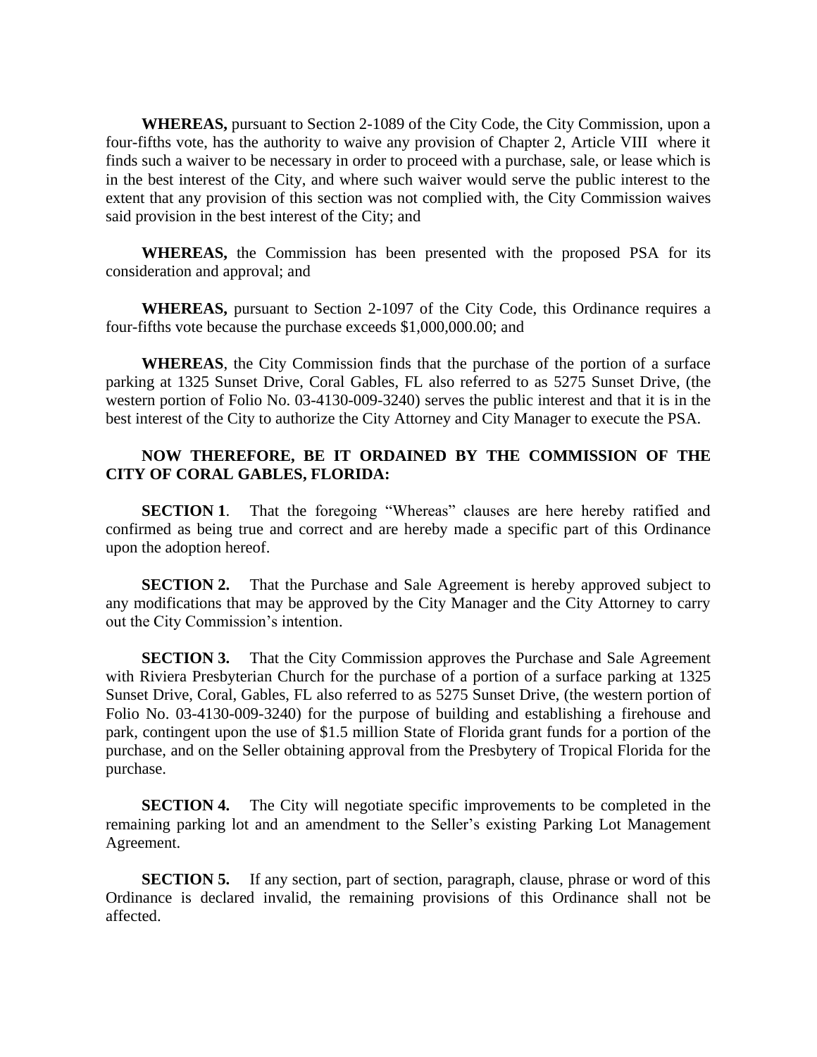**WHEREAS,** pursuant to Section 2-1089 of the City Code, the City Commission, upon a four-fifths vote, has the authority to waive any provision of Chapter 2, Article VIII where it finds such a waiver to be necessary in order to proceed with a purchase, sale, or lease which is in the best interest of the City, and where such waiver would serve the public interest to the extent that any provision of this section was not complied with, the City Commission waives said provision in the best interest of the City; and

**WHEREAS,** the Commission has been presented with the proposed PSA for its consideration and approval; and

**WHEREAS,** pursuant to Section 2-1097 of the City Code, this Ordinance requires a four-fifths vote because the purchase exceeds $1,000,000.00; and

**WHEREAS**, the City Commission finds that the purchase of the portion of a surface parking at 1325 Sunset Drive, Coral Gables, FL also referred to as 5275 Sunset Drive, (the western portion of Folio No. 03-4130-009-3240) serves the public interest and that it is in the best interest of the City to authorize the City Attorney and City Manager to execute the PSA.

**NOW THEREFORE, BE IT ORDAINED BY THE COMMISSION OF THE CITY OF CORAL GABLES, FLORIDA:**

**SECTION 1**. That the foregoing "Whereas" clauses are here hereby ratified and confirmed as being true and correct and are hereby made a specific part of this Ordinance upon the adoption hereof.

**SECTION 2.** That the Purchase and Sale Agreement is hereby approved subject to any modifications that may be approved by the City Manager and the City Attorney to carry out the City Commission's intention.

**SECTION 3.** That the City Commission approves the Purchase and Sale Agreement with Riviera Presbyterian Church for the purchase of a portion of a surface parking at 1325 Sunset Drive, Coral, Gables, FL also referred to as 5275 Sunset Drive, (the western portion of Folio No. 03-4130-009-3240) for the purpose of building and establishing a firehouse and park, contingent upon the use of $1.5 million State of Florida grant funds for a portion of the purchase, and on the Seller obtaining approval from the Presbytery of Tropical Florida for the purchase.

**SECTION 4.** The City will negotiate specific improvements to be completed in the remaining parking lot and an amendment to the Seller's existing Parking Lot Management Agreement.

**SECTION 5.** If any section, part of section, paragraph, clause, phrase or word of this Ordinance is declared invalid, the remaining provisions of this Ordinance shall not be affected.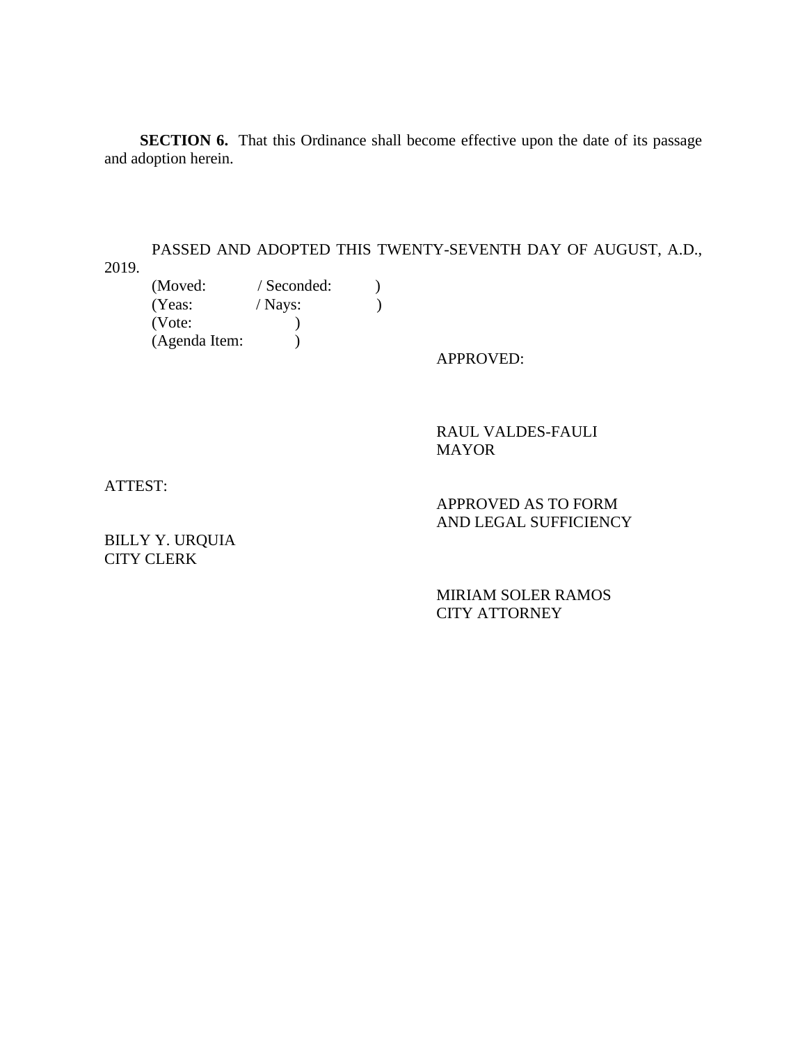**SECTION 6.** That this Ordinance shall become effective upon the date of its passage and adoption herein.

PASSED AND ADOPTED THIS TWENTY-SEVENTH DAY OF AUGUST, A.D., 2019.

(Moved: / Seconded: )
(Yeas: / Nays: )
(Vote: )
(Agenda Item: )

APPROVED:

RAUL VALDES-FAULI
MAYOR

ATTEST:

BILLY Y. URQUIA
CITY CLERK

APPROVED AS TO FORM
AND LEGAL SUFFICIENCY

MIRIAM SOLER RAMOS
CITY ATTORNEY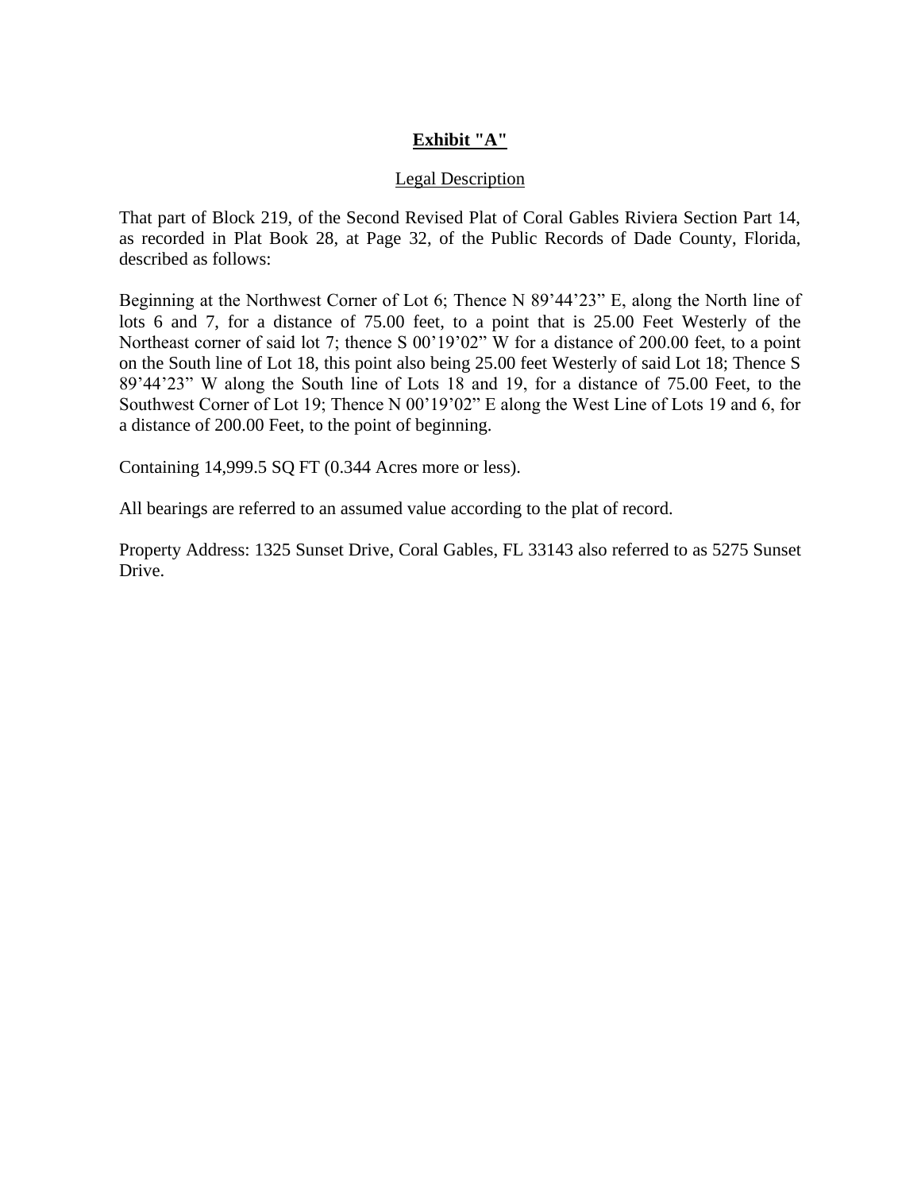**Exhibit "A"**

Legal Description

That part of Block 219, of the Second Revised Plat of Coral Gables Riviera Section Part 14, as recorded in Plat Book 28, at Page 32, of the Public Records of Dade County, Florida, described as follows:

Beginning at the Northwest Corner of Lot 6; Thence N 89’44’23” E, along the North line of lots 6 and 7, for a distance of 75.00 feet, to a point that is 25.00 Feet Westerly of the Northeast corner of said lot 7; thence S 00’19’02” W for a distance of 200.00 feet, to a point on the South line of Lot 18, this point also being 25.00 feet Westerly of said Lot 18; Thence S 89’44’23” W along the South line of Lots 18 and 19, for a distance of 75.00 Feet, to the Southwest Corner of Lot 19; Thence N 00’19’02” E along the West Line of Lots 19 and 6, for a distance of 200.00 Feet, to the point of beginning.

Containing 14,999.5 SQ FT (0.344 Acres more or less).

All bearings are referred to an assumed value according to the plat of record.

Property Address: 1325 Sunset Drive, Coral Gables, FL 33143 also referred to as 5275 Sunset Drive.